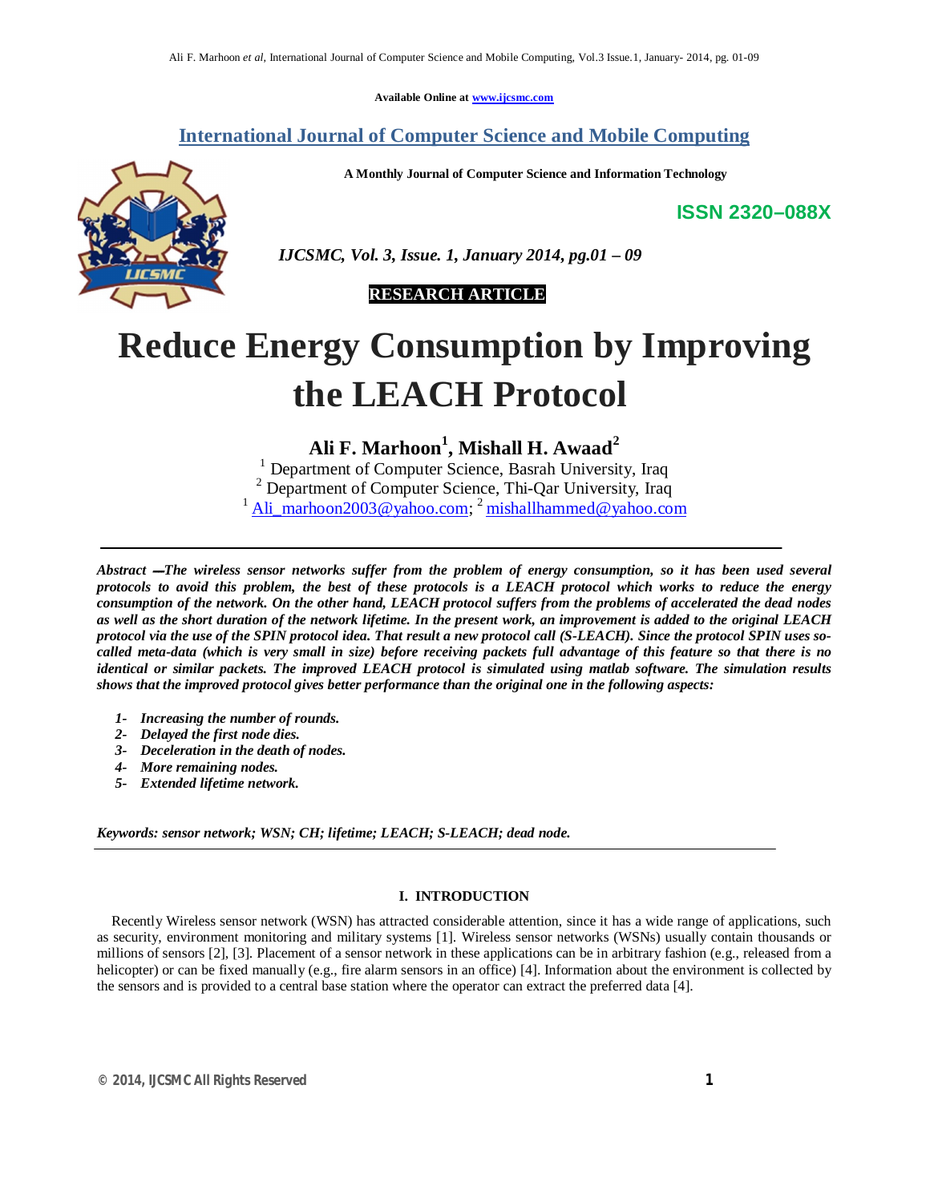Available Online at www.ijcsmc.com

# International Journal of Computer Science and Mobile Computing

**A Monthly Journal of Computer Science and Information Technology**

**ISSN 2320–088X**

***IJCSMC, Vol. 3, Issue. 1, January 2014, pg.01 – 09***

**RESEARCH ARTICLE**

# Reduce Energy Consumption by Improving the LEACH Protocol

**Ali F. Marhoon[1], Mishall H. Awaad[2]**

[1] Department of Computer Science, Basrah University, Iraq
[2] Department of Computer Science, Thi-Qar University, Iraq
[1] Ali_marhoon2003@yahoo.com; [2] mishallhammed@yahoo.com

---

***Abstract —The wireless sensor networks suffer from the problem of energy consumption, so it has been used several protocols to avoid this problem, the best of these protocols is a LEACH protocol which works to reduce the energy consumption of the network. On the other hand, LEACH protocol suffers from the problems of accelerated the dead nodes as well as the short duration of the network lifetime. In the present work, an improvement is added to the original LEACH protocol via the use of the SPIN protocol idea. That result a new protocol call (S-LEACH). Since the protocol SPIN uses so-called meta-data (which is very small in size) before receiving packets full advantage of this feature so that there is no identical or similar packets. The improved LEACH protocol is simulated using matlab software. The simulation results shows that the improved protocol gives better performance than the original one in the following aspects:***

1. ***Increasing the number of rounds.***
2. ***Delayed the first node dies.***
3. ***Deceleration in the death of nodes.***
4. ***More remaining nodes.***
5. ***Extended lifetime network.***

***Keywords: sensor network; WSN; CH; lifetime; LEACH; S-LEACH; dead node.***

---

## I. INTRODUCTION

Recently Wireless sensor network (WSN) has attracted considerable attention, since it has a wide range of applications, such as security, environment monitoring and military systems [1]. Wireless sensor networks (WSNs) usually contain thousands or millions of sensors [2], [3]. Placement of a sensor network in these applications can be in arbitrary fashion (e.g., released from a helicopter) or can be fixed manually (e.g., fire alarm sensors in an office) [4]. Information about the environment is collected by the sensors and is provided to a central base station where the operator can extract the preferred data [4].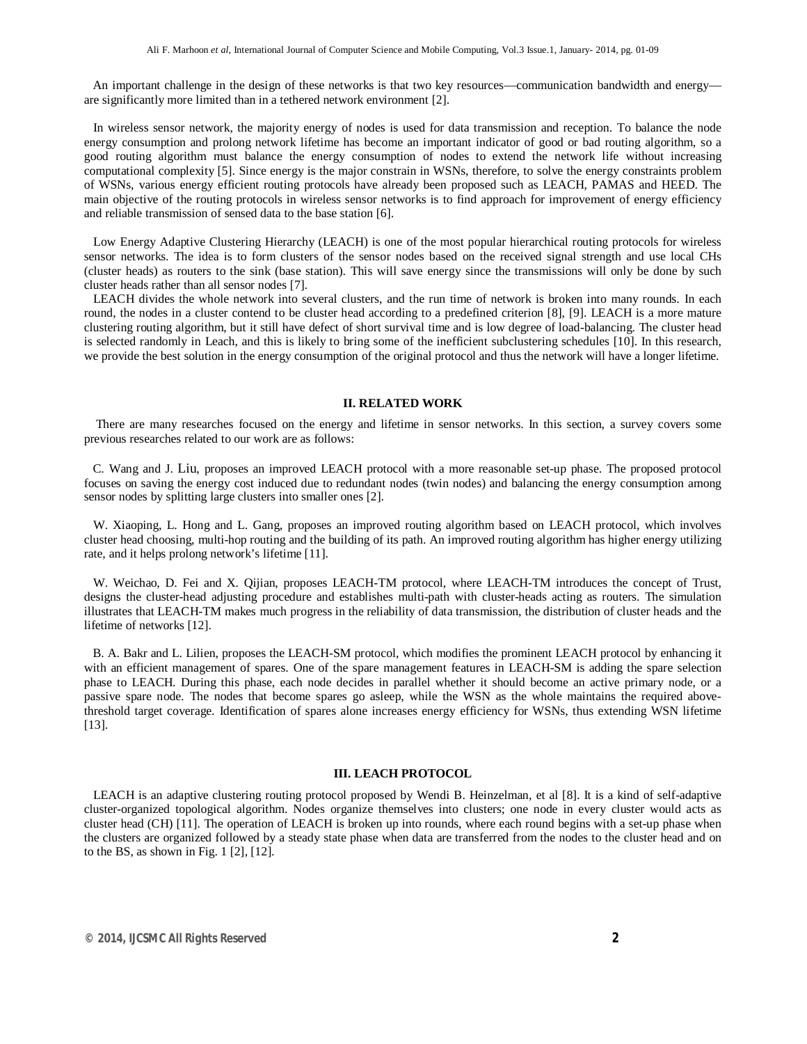An important challenge in the design of these networks is that two key resources—communication bandwidth and energy—are significantly more limited than in a tethered network environment [2].

In wireless sensor network, the majority energy of nodes is used for data transmission and reception. To balance the node energy consumption and prolong network lifetime has become an important indicator of good or bad routing algorithm, so a good routing algorithm must balance the energy consumption of nodes to extend the network life without increasing computational complexity [5]. Since energy is the major constrain in WSNs, therefore, to solve the energy constraints problem of WSNs, various energy efficient routing protocols have already been proposed such as LEACH, PAMAS and HEED. The main objective of the routing protocols in wireless sensor networks is to find approach for improvement of energy efficiency and reliable transmission of sensed data to the base station [6].

Low Energy Adaptive Clustering Hierarchy (LEACH) is one of the most popular hierarchical routing protocols for wireless sensor networks. The idea is to form clusters of the sensor nodes based on the received signal strength and use local CHs (cluster heads) as routers to the sink (base station). This will save energy since the transmissions will only be done by such cluster heads rather than all sensor nodes [7].

LEACH divides the whole network into several clusters, and the run time of network is broken into many rounds. In each round, the nodes in a cluster contend to be cluster head according to a predefined criterion [8], [9]. LEACH is a more mature clustering routing algorithm, but it still have defect of short survival time and is low degree of load-balancing. The cluster head is selected randomly in Leach, and this is likely to bring some of the inefficient subclustering schedules [10]. In this research, we provide the best solution in the energy consumption of the original protocol and thus the network will have a longer lifetime.

## II. RELATED WORK

There are many researches focused on the energy and lifetime in sensor networks. In this section, a survey covers some previous researches related to our work are as follows:

C. Wang and J. Liu, proposes an improved LEACH protocol with a more reasonable set-up phase. The proposed protocol focuses on saving the energy cost induced due to redundant nodes (twin nodes) and balancing the energy consumption among sensor nodes by splitting large clusters into smaller ones [2].

W. Xiaoping, L. Hong and L. Gang, proposes an improved routing algorithm based on LEACH protocol, which involves cluster head choosing, multi-hop routing and the building of its path. An improved routing algorithm has higher energy utilizing rate, and it helps prolong network's lifetime [11].

W. Weichao, D. Fei and X. Qijian, proposes LEACH-TM protocol, where LEACH-TM introduces the concept of Trust, designs the cluster-head adjusting procedure and establishes multi-path with cluster-heads acting as routers. The simulation illustrates that LEACH-TM makes much progress in the reliability of data transmission, the distribution of cluster heads and the lifetime of networks [12].

B. A. Bakr and L. Lilien, proposes the LEACH-SM protocol, which modifies the prominent LEACH protocol by enhancing it with an efficient management of spares. One of the spare management features in LEACH-SM is adding the spare selection phase to LEACH. During this phase, each node decides in parallel whether it should become an active primary node, or a passive spare node. The nodes that become spares go asleep, while the WSN as the whole maintains the required above-threshold target coverage. Identification of spares alone increases energy efficiency for WSNs, thus extending WSN lifetime [13].

## III. LEACH PROTOCOL

LEACH is an adaptive clustering routing protocol proposed by Wendi B. Heinzelman, et al [8]. It is a kind of self-adaptive cluster-organized topological algorithm. Nodes organize themselves into clusters; one node in every cluster would acts as cluster head (CH) [11]. The operation of LEACH is broken up into rounds, where each round begins with a set-up phase when the clusters are organized followed by a steady state phase when data are transferred from the nodes to the cluster head and on to the BS, as shown in Fig. 1 [2], [12].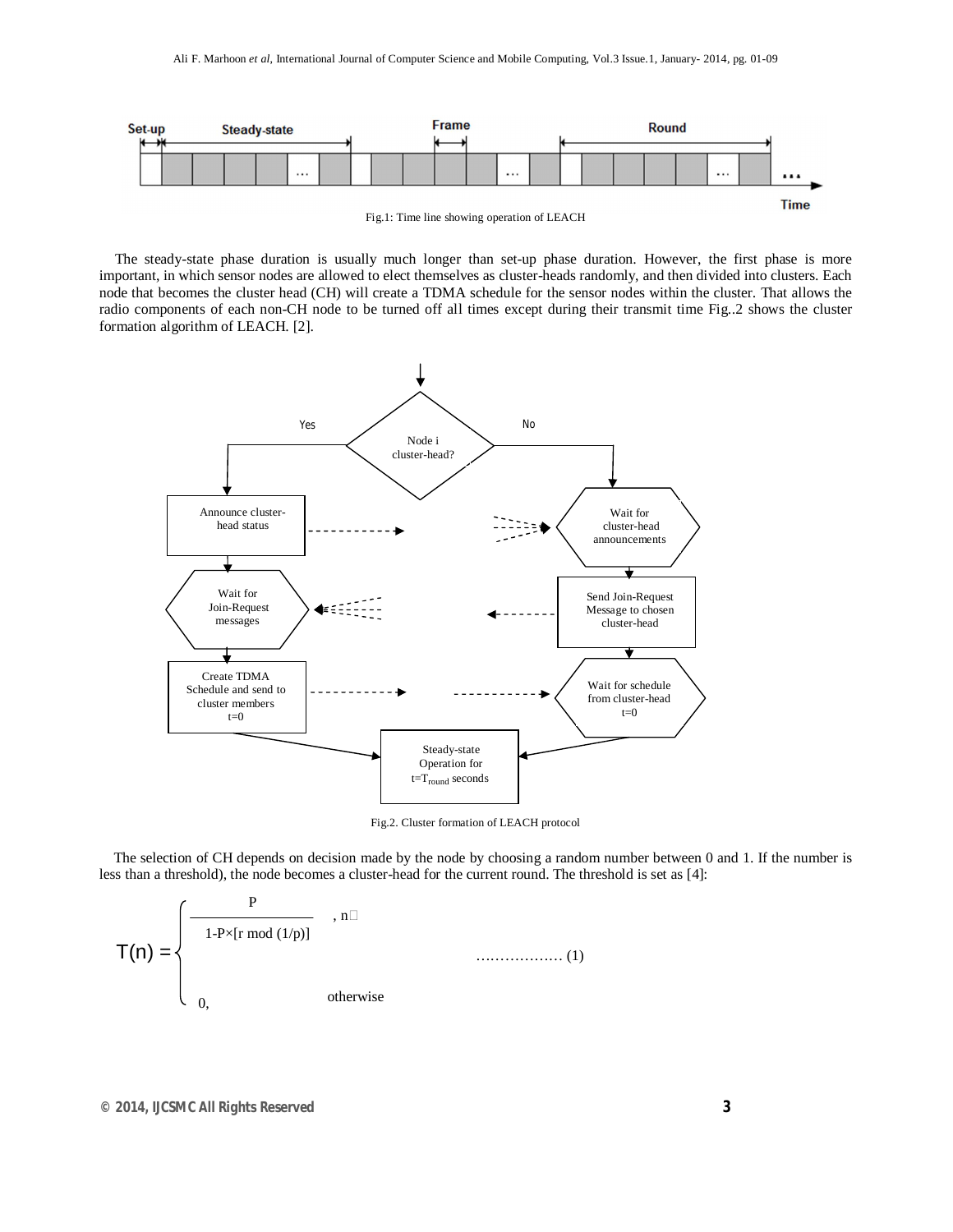Fig.1: Time line showing operation of LEACH

The steady-state phase duration is usually much longer than set-up phase duration. However, the first phase is more important, in which sensor nodes are allowed to elect themselves as cluster-heads randomly, and then divided into clusters. Each node that becomes the cluster head (CH) will create a TDMA schedule for the sensor nodes within the cluster. That allows the radio components of each non-CH node to be turned off all times except during their transmit time Fig..2 shows the cluster formation algorithm of LEACH. [2].

Fig.2. Cluster formation of LEACH protocol

The selection of CH depends on decision made by the node by choosing a random number between 0 and 1. If the number is less than a threshold), the node becomes a cluster-head for the current round. The threshold is set as [4]:

$$T(n) = \begin{cases} \dfrac{P}{1-P\times[r \bmod (1/p)]}, & n \in \\ 0, & \text{otherwise} \end{cases} \quad \text{……………… (1)}$$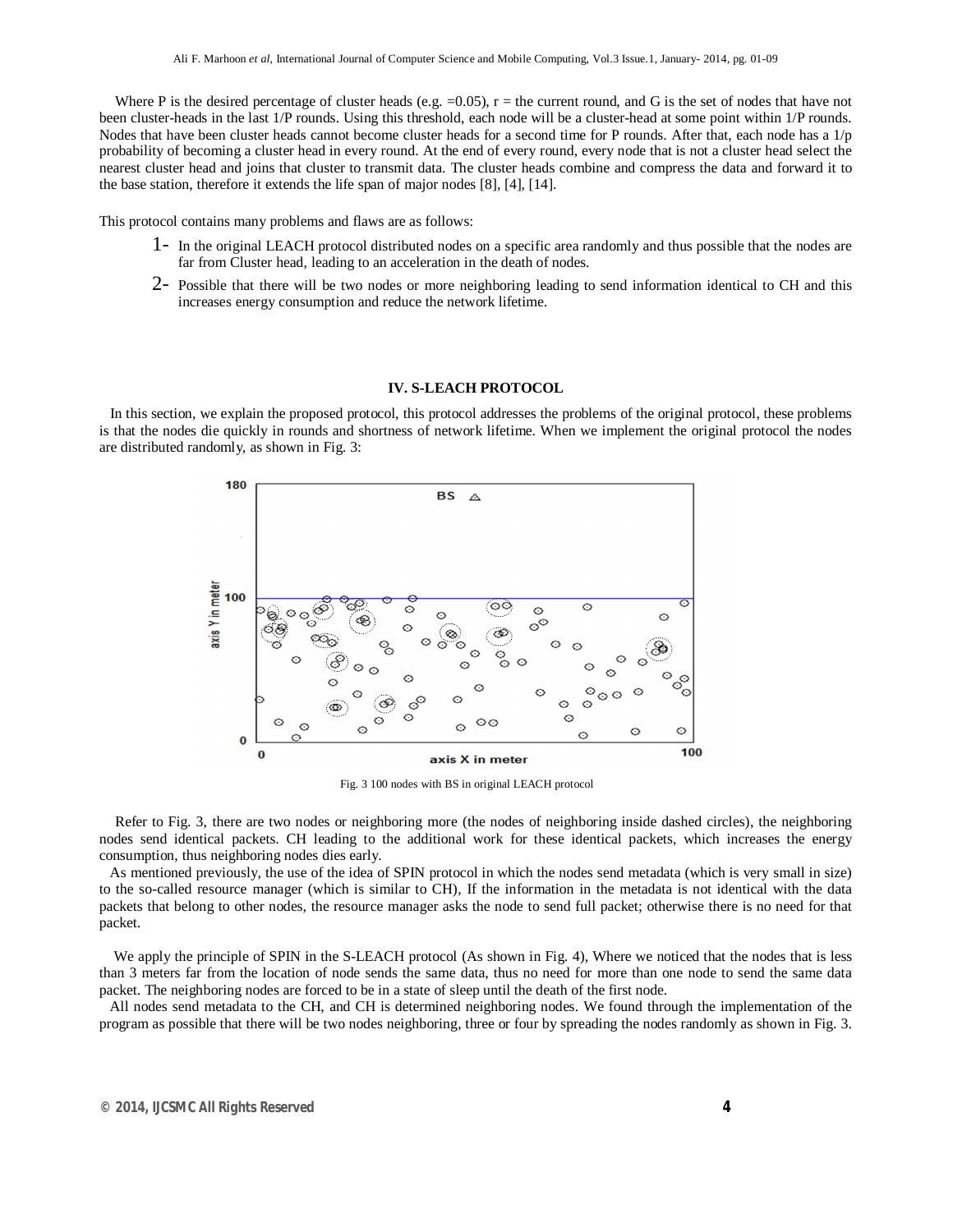Where P is the desired percentage of cluster heads (e.g. =0.05), r = the current round, and G is the set of nodes that have not been cluster-heads in the last 1/P rounds. Using this threshold, each node will be a cluster-head at some point within 1/P rounds. Nodes that have been cluster heads cannot become cluster heads for a second time for P rounds. After that, each node has a 1/p probability of becoming a cluster head in every round. At the end of every round, every node that is not a cluster head select the nearest cluster head and joins that cluster to transmit data. The cluster heads combine and compress the data and forward it to the base station, therefore it extends the life span of major nodes [8], [4], [14].

This protocol contains many problems and flaws are as follows:

1- In the original LEACH protocol distributed nodes on a specific area randomly and thus possible that the nodes are far from Cluster head, leading to an acceleration in the death of nodes.
2- Possible that there will be two nodes or more neighboring leading to send information identical to CH and this increases energy consumption and reduce the network lifetime.

## IV. S-LEACH PROTOCOL

In this section, we explain the proposed protocol, this protocol addresses the problems of the original protocol, these problems is that the nodes die quickly in rounds and shortness of network lifetime. When we implement the original protocol the nodes are distributed randomly, as shown in Fig. 3:

Fig. 3 100 nodes with BS in original LEACH protocol

Refer to Fig. 3, there are two nodes or neighboring more (the nodes of neighboring inside dashed circles), the neighboring nodes send identical packets. CH leading to the additional work for these identical packets, which increases the energy consumption, thus neighboring nodes dies early.

As mentioned previously, the use of the idea of SPIN protocol in which the nodes send metadata (which is very small in size) to the so-called resource manager (which is similar to CH), If the information in the metadata is not identical with the data packets that belong to other nodes, the resource manager asks the node to send full packet; otherwise there is no need for that packet.

We apply the principle of SPIN in the S-LEACH protocol (As shown in Fig. 4), Where we noticed that the nodes that is less than 3 meters far from the location of node sends the same data, thus no need for more than one node to send the same data packet. The neighboring nodes are forced to be in a state of sleep until the death of the first node.

All nodes send metadata to the CH, and CH is determined neighboring nodes. We found through the implementation of the program as possible that there will be two nodes neighboring, three or four by spreading the nodes randomly as shown in Fig. 3.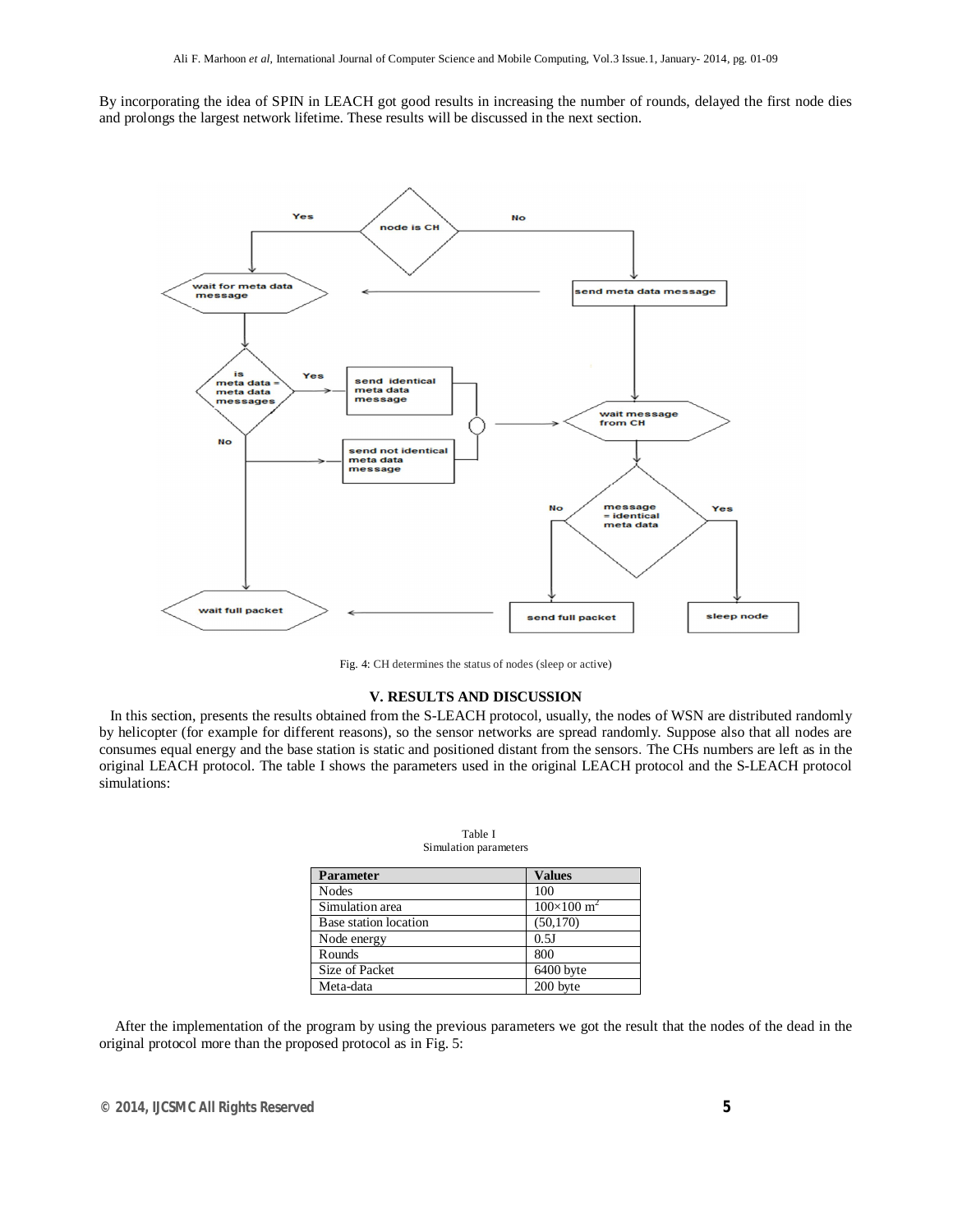By incorporating the idea of SPIN in LEACH got good results in increasing the number of rounds, delayed the first node dies and prolongs the largest network lifetime. These results will be discussed in the next section.

Fig. 4: CH determines the status of nodes (sleep or active)

## V. RESULTS AND DISCUSSION

In this section, presents the results obtained from the S-LEACH protocol, usually, the nodes of WSN are distributed randomly by helicopter (for example for different reasons), so the sensor networks are spread randomly. Suppose also that all nodes are consumes equal energy and the base station is static and positioned distant from the sensors. The CHs numbers are left as in the original LEACH protocol. The table I shows the parameters used in the original LEACH protocol and the S-LEACH protocol simulations:

Table I
Simulation parameters

| Parameter | Values |
|---|---|
| Nodes | 100 |
| Simulation area | $100\times100$ $m^2$ |
| Base station location | (50,170) |
| Node energy | 0.5J |
| Rounds | 800 |
| Size of Packet | 6400 byte |
| Meta-data | 200 byte |

After the implementation of the program by using the previous parameters we got the result that the nodes of the dead in the original protocol more than the proposed protocol as in Fig. 5: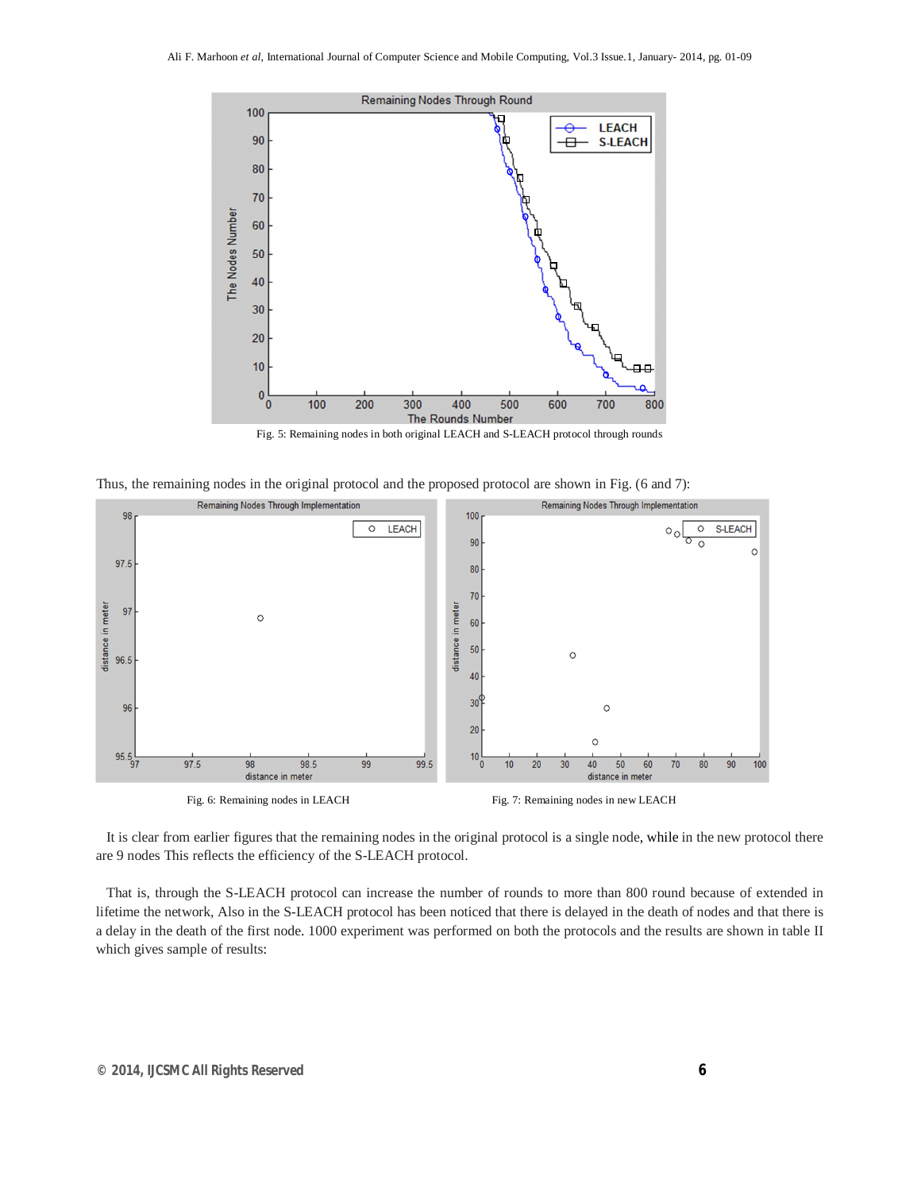Fig. 5: Remaining nodes in both original LEACH and S-LEACH protocol through rounds

Thus, the remaining nodes in the original protocol and the proposed protocol are shown in Fig. (6 and 7):

Fig. 6: Remaining nodes in LEACH

Fig. 7: Remaining nodes in new LEACH

It is clear from earlier figures that the remaining nodes in the original protocol is a single node, while in the new protocol there are 9 nodes This reflects the efficiency of the S-LEACH protocol.

That is, through the S-LEACH protocol can increase the number of rounds to more than 800 round because of extended in lifetime the network, Also in the S-LEACH protocol has been noticed that there is delayed in the death of nodes and that there is a delay in the death of the first node. 1000 experiment was performed on both the protocols and the results are shown in table II which gives sample of results: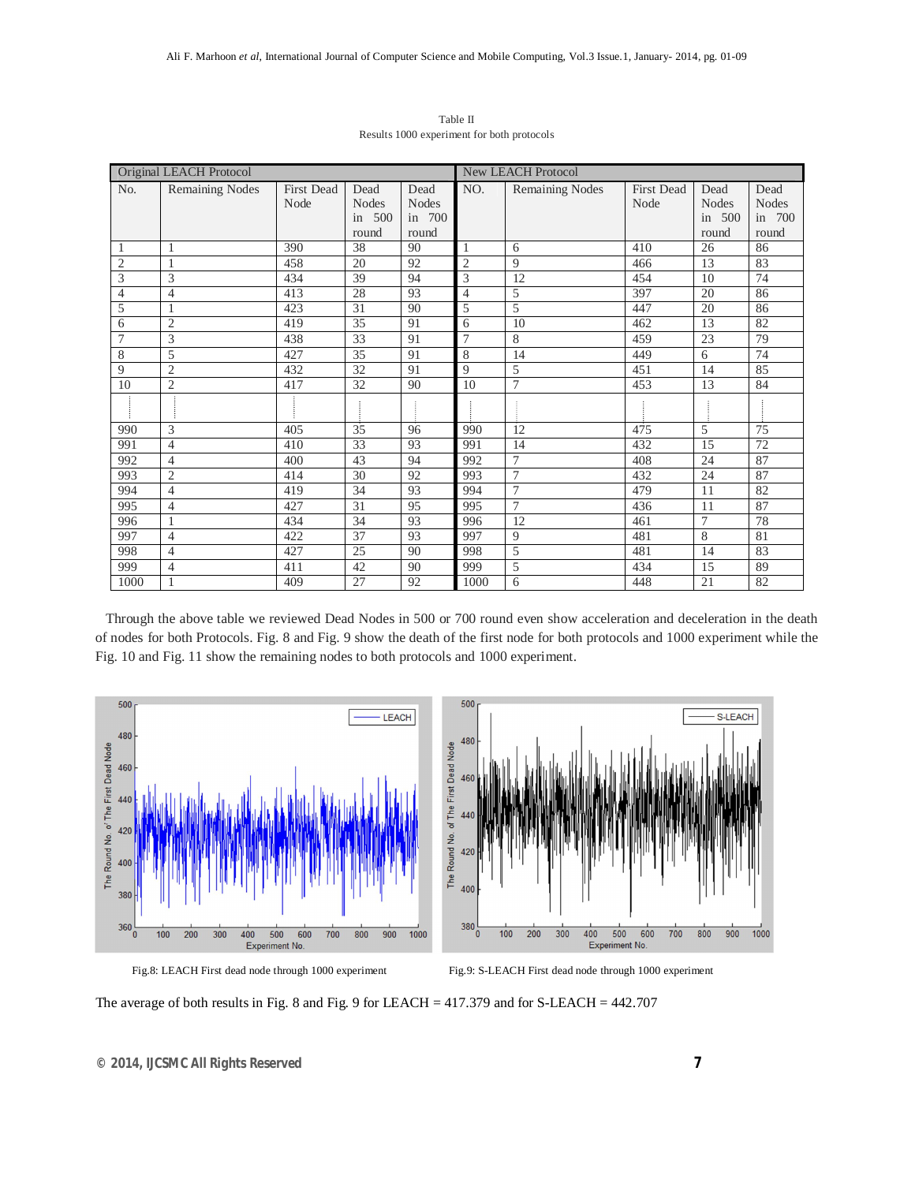Table II
Results 1000 experiment for both protocols

| Original LEACH Protocol | | | | | New LEACH Protocol | | | | |
|---|---|---|---|---|---|---|---|---|---|
| No. | Remaining Nodes | First Dead Node | Dead Nodes in 500 round | Dead Nodes in 700 round | NO. | Remaining Nodes | First Dead Node | Dead Nodes in 500 round | Dead Nodes in 700 round |
| 1 | 1 | 390 | 38 | 90 | 1 | 6 | 410 | 26 | 86 |
| 2 | 1 | 458 | 20 | 92 | 2 | 9 | 466 | 13 | 83 |
| 3 | 3 | 434 | 39 | 94 | 3 | 12 | 454 | 10 | 74 |
| 4 | 4 | 413 | 28 | 93 | 4 | 5 | 397 | 20 | 86 |
| 5 | 1 | 423 | 31 | 90 | 5 | 5 | 447 | 20 | 86 |
| 6 | 2 | 419 | 35 | 91 | 6 | 10 | 462 | 13 | 82 |
| 7 | 3 | 438 | 33 | 91 | 7 | 8 | 459 | 23 | 79 |
| 8 | 5 | 427 | 35 | 91 | 8 | 14 | 449 | 6 | 74 |
| 9 | 2 | 432 | 32 | 91 | 9 | 5 | 451 | 14 | 85 |
| 10 | 2 | 417 | 32 | 90 | 10 | 7 | 453 | 13 | 84 |
| ⋮ | ⋮ | ⋮ | ⋮ | ⋮ | ⋮ | ⋮ | ⋮ | ⋮ | ⋮ |
| 990 | 3 | 405 | 35 | 96 | 990 | 12 | 475 | 5 | 75 |
| 991 | 4 | 410 | 33 | 93 | 991 | 14 | 432 | 15 | 72 |
| 992 | 4 | 400 | 43 | 94 | 992 | 7 | 408 | 24 | 87 |
| 993 | 2 | 414 | 30 | 92 | 993 | 7 | 432 | 24 | 87 |
| 994 | 4 | 419 | 34 | 93 | 994 | 7 | 479 | 11 | 82 |
| 995 | 4 | 427 | 31 | 95 | 995 | 7 | 436 | 11 | 87 |
| 996 | 1 | 434 | 34 | 93 | 996 | 12 | 461 | 7 | 78 |
| 997 | 4 | 422 | 37 | 93 | 997 | 9 | 481 | 8 | 81 |
| 998 | 4 | 427 | 25 | 90 | 998 | 5 | 481 | 14 | 83 |
| 999 | 4 | 411 | 42 | 90 | 999 | 5 | 434 | 15 | 89 |
| 1000 | 1 | 409 | 27 | 92 | 1000 | 6 | 448 | 21 | 82 |

Through the above table we reviewed Dead Nodes in 500 or 700 round even show acceleration and deceleration in the death of nodes for both Protocols. Fig. 8 and Fig. 9 show the death of the first node for both protocols and 1000 experiment while the Fig. 10 and Fig. 11 show the remaining nodes to both protocols and 1000 experiment.

Fig.8: LEACH First dead node through 1000 experiment

Fig.9: S-LEACH First dead node through 1000 experiment

The average of both results in Fig. 8 and Fig. 9 for LEACH = 417.379 and for S-LEACH = 442.707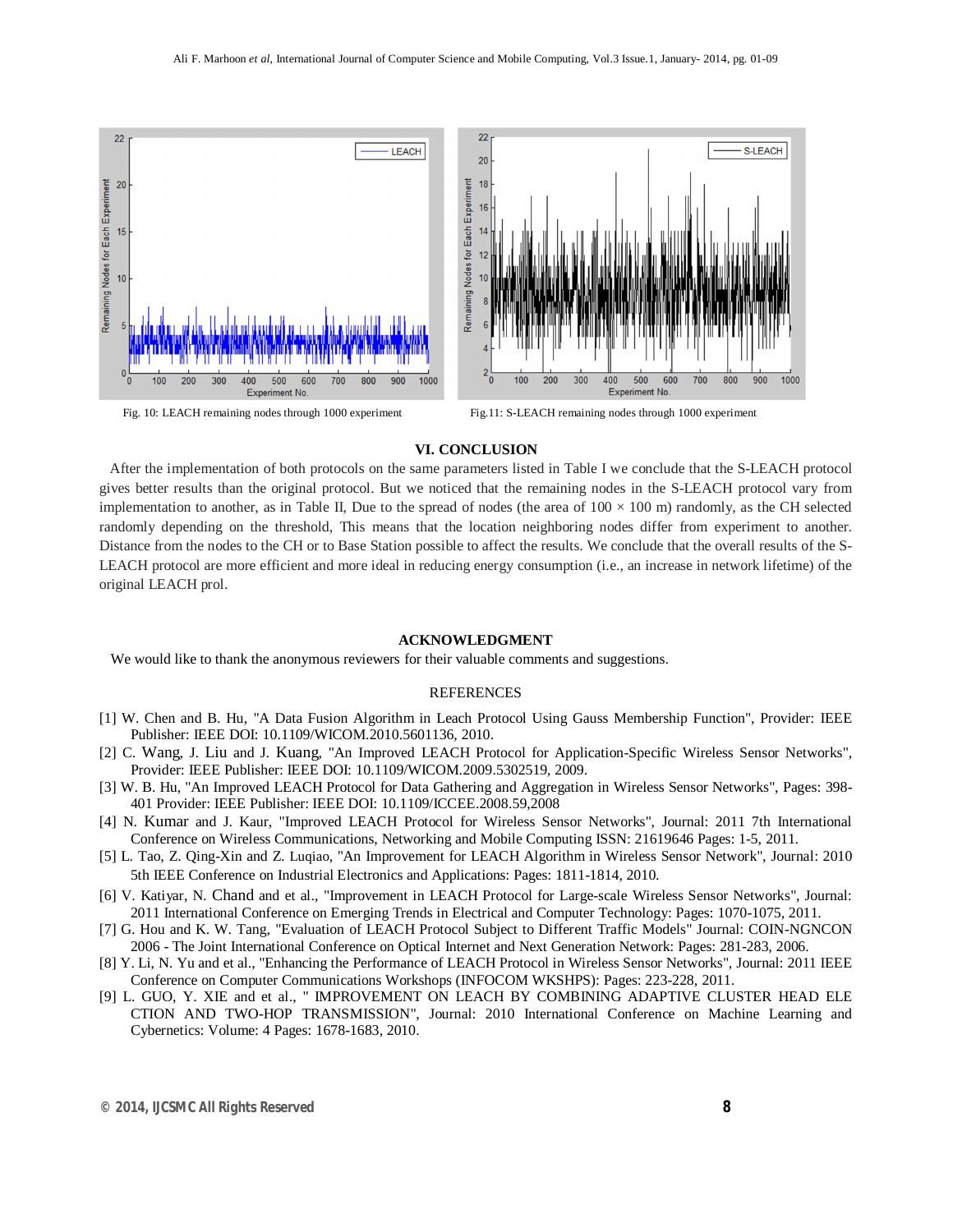Fig. 10: LEACH remaining nodes through 1000 experiment

Fig.11: S-LEACH remaining nodes through 1000 experiment

## VI. CONCLUSION

After the implementation of both protocols on the same parameters listed in Table I we conclude that the S-LEACH protocol gives better results than the original protocol. But we noticed that the remaining nodes in the S-LEACH protocol vary from implementation to another, as in Table II, Due to the spread of nodes (the area of 100 × 100 m) randomly, as the CH selected randomly depending on the threshold, This means that the location neighboring nodes differ from experiment to another. Distance from the nodes to the CH or to Base Station possible to affect the results. We conclude that the overall results of the S-LEACH protocol are more efficient and more ideal in reducing energy consumption (i.e., an increase in network lifetime) of the original LEACH prol.

## ACKNOWLEDGMENT

We would like to thank the anonymous reviewers for their valuable comments and suggestions.

## REFERENCES

[1] W. Chen and B. Hu, "A Data Fusion Algorithm in Leach Protocol Using Gauss Membership Function", Provider: IEEE Publisher: IEEE DOI: 10.1109/WICOM.2010.5601136, 2010.

[2] C. Wang, J. Liu and J. Kuang, "An Improved LEACH Protocol for Application-Specific Wireless Sensor Networks", Provider: IEEE Publisher: IEEE DOI: 10.1109/WICOM.2009.5302519, 2009.

[3] W. B. Hu, "An Improved LEACH Protocol for Data Gathering and Aggregation in Wireless Sensor Networks", Pages: 398-401 Provider: IEEE Publisher: IEEE DOI: 10.1109/ICCEE.2008.59,2008

[4] N. Kumar and J. Kaur, "Improved LEACH Protocol for Wireless Sensor Networks", Journal: 2011 7th International Conference on Wireless Communications, Networking and Mobile Computing ISSN: 21619646 Pages: 1-5, 2011.

[5] L. Tao, Z. Qing-Xin and Z. Luqiao, "An Improvement for LEACH Algorithm in Wireless Sensor Network", Journal: 2010 5th IEEE Conference on Industrial Electronics and Applications: Pages: 1811-1814, 2010.

[6] V. Katiyar, N. Chand and et al., "Improvement in LEACH Protocol for Large-scale Wireless Sensor Networks", Journal: 2011 International Conference on Emerging Trends in Electrical and Computer Technology: Pages: 1070-1075, 2011.

[7] G. Hou and K. W. Tang, "Evaluation of LEACH Protocol Subject to Different Traffic Models" Journal: COIN-NGNCON 2006 - The Joint International Conference on Optical Internet and Next Generation Network: Pages: 281-283, 2006.

[8] Y. Li, N. Yu and et al., "Enhancing the Performance of LEACH Protocol in Wireless Sensor Networks", Journal: 2011 IEEE Conference on Computer Communications Workshops (INFOCOM WKSHPS): Pages: 223-228, 2011.

[9] L. GUO, Y. XIE and et al., " IMPROVEMENT ON LEACH BY COMBINING ADAPTIVE CLUSTER HEAD ELE CTION AND TWO-HOP TRANSMISSION", Journal: 2010 International Conference on Machine Learning and Cybernetics: Volume: 4 Pages: 1678-1683, 2010.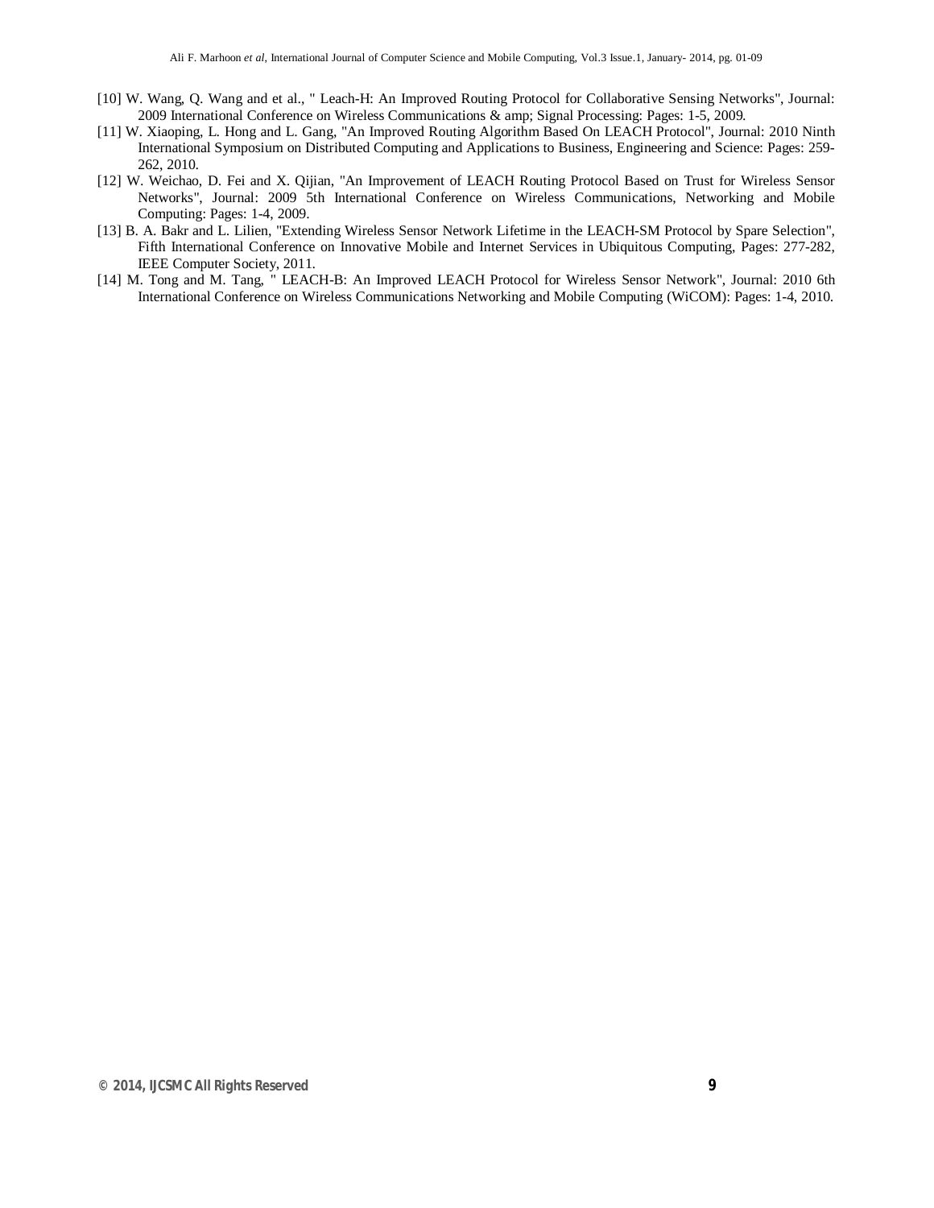[10] W. Wang, Q. Wang and et al., " Leach-H: An Improved Routing Protocol for Collaborative Sensing Networks", Journal: 2009 International Conference on Wireless Communications & amp; Signal Processing: Pages: 1-5, 2009.

[11] W. Xiaoping, L. Hong and L. Gang, "An Improved Routing Algorithm Based On LEACH Protocol", Journal: 2010 Ninth International Symposium on Distributed Computing and Applications to Business, Engineering and Science: Pages: 259-262, 2010.

[12] W. Weichao, D. Fei and X. Qijian, "An Improvement of LEACH Routing Protocol Based on Trust for Wireless Sensor Networks", Journal: 2009 5th International Conference on Wireless Communications, Networking and Mobile Computing: Pages: 1-4, 2009.

[13] B. A. Bakr and L. Lilien, "Extending Wireless Sensor Network Lifetime in the LEACH-SM Protocol by Spare Selection", Fifth International Conference on Innovative Mobile and Internet Services in Ubiquitous Computing, Pages: 277-282, IEEE Computer Society, 2011.

[14] M. Tong and M. Tang, " LEACH-B: An Improved LEACH Protocol for Wireless Sensor Network", Journal: 2010 6th International Conference on Wireless Communications Networking and Mobile Computing (WiCOM): Pages: 1-4, 2010.